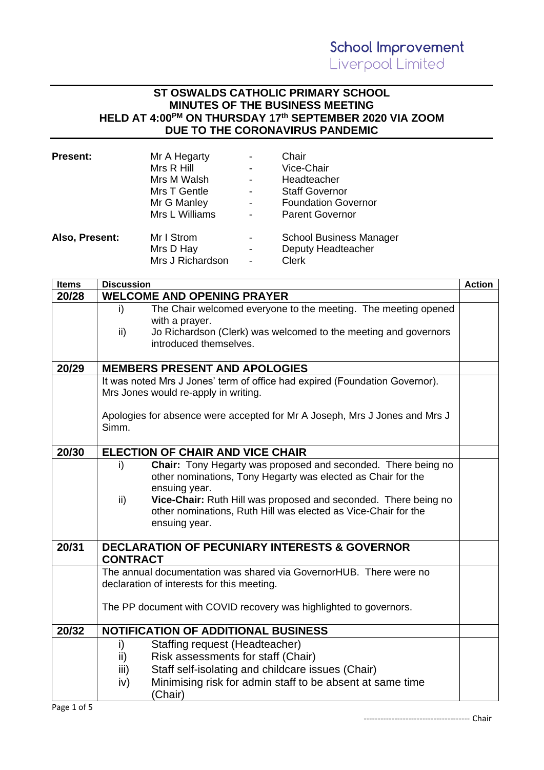School Improvement
Liverpool Limited

# ST OSWALDS CATHOLIC PRIMARY SCHOOL
## MINUTES OF THE BUSINESS MEETING
## HELD AT 4:00PM ON THURSDAY 17th SEPTEMBER 2020 VIA ZOOM
## DUE TO THE CORONAVIRUS PANDEMIC

| | | | |
|---|---|---|---|
| **Present:** | Mr A Hegarty | - | Chair |
| | Mrs R Hill | - | Vice-Chair |
| | Mrs M Walsh | - | Headteacher |
| | Mrs T Gentle | - | Staff Governor |
| | Mr G Manley | - | Foundation Governor |
| | Mrs L Williams | - | Parent Governor |
| **Also, Present:** | Mr I Strom | - | School Business Manager |
| | Mrs D Hay | - | Deputy Headteacher |
| | Mrs J Richardson | - | Clerk |

| Items | Discussion | Action |
|---|---|---|
| **20/28** | **WELCOME AND OPENING PRAYER** | |
| | i) The Chair welcomed everyone to the meeting. The meeting opened with a prayer.<br>ii) Jo Richardson (Clerk) was welcomed to the meeting and governors introduced themselves. | |
| **20/29** | **MEMBERS PRESENT AND APOLOGIES** | |
| | It was noted Mrs J Jones' term of office had expired (Foundation Governor). Mrs Jones would re-apply in writing.<br><br>Apologies for absence were accepted for Mr A Joseph, Mrs J Jones and Mrs J Simm. | |
| **20/30** | **ELECTION OF CHAIR AND VICE CHAIR** | |
| | i) **Chair:** Tony Hegarty was proposed and seconded. There being no other nominations, Tony Hegarty was elected as Chair for the ensuing year.<br>ii) **Vice-Chair:** Ruth Hill was proposed and seconded. There being no other nominations, Ruth Hill was elected as Vice-Chair for the ensuing year. | |
| **20/31** | **DECLARATION OF PECUNIARY INTERESTS & GOVERNOR CONTRACT** | |
| | The annual documentation was shared via GovernorHUB. There were no declaration of interests for this meeting.<br><br>The PP document with COVID recovery was highlighted to governors. | |
| **20/32** | **NOTIFICATION OF ADDITIONAL BUSINESS** | |
| | i) Staffing request (Headteacher)<br>ii) Risk assessments for staff (Chair)<br>iii) Staff self-isolating and childcare issues (Chair)<br>iv) Minimising risk for admin staff to be absent at same time (Chair) | |

------------------------------------- Chair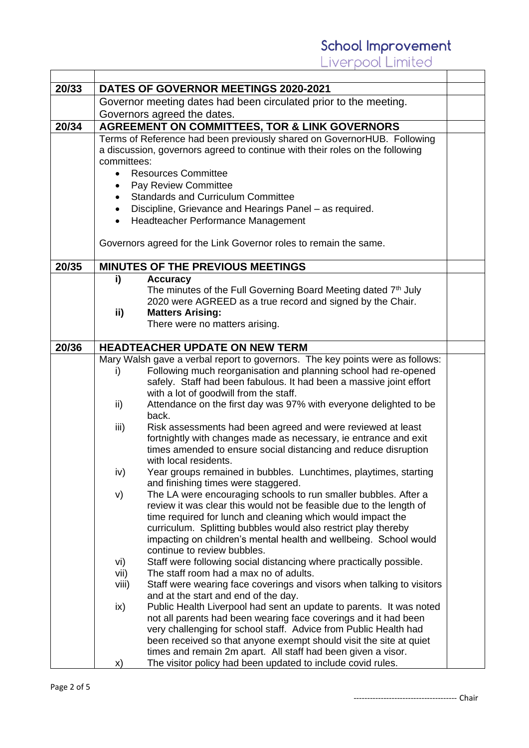| | | |
|---|---|---|
| **20/33** | **DATES OF GOVERNOR MEETINGS 2020-2021** | |
| | Governor meeting dates had been circulated prior to the meeting. Governors agreed the dates. | |
| **20/34** | **AGREEMENT ON COMMITTEES, TOR & LINK GOVERNORS** | |
| | Terms of Reference had been previously shared on GovernorHUB. Following a discussion, governors agreed to continue with their roles on the following committees:<br>• Resources Committee<br>• Pay Review Committee<br>• Standards and Curriculum Committee<br>• Discipline, Grievance and Hearings Panel – as required.<br>• Headteacher Performance Management<br><br>Governors agreed for the Link Governor roles to remain the same. | |
| **20/35** | **MINUTES OF THE PREVIOUS MEETINGS** | |
| | **i) Accuracy**<br>The minutes of the Full Governing Board Meeting dated 7th July 2020 were AGREED as a true record and signed by the Chair.<br>**ii) Matters Arising:**<br>There were no matters arising. | |
| **20/36** | **HEADTEACHER UPDATE ON NEW TERM** | |
| | Mary Walsh gave a verbal report to governors. The key points were as follows:<br>i) Following much reorganisation and planning school had re-opened safely. Staff had been fabulous. It had been a massive joint effort with a lot of goodwill from the staff.<br>ii) Attendance on the first day was 97% with everyone delighted to be back.<br>iii) Risk assessments had been agreed and were reviewed at least fortnightly with changes made as necessary, ie entrance and exit times amended to ensure social distancing and reduce disruption with local residents.<br>iv) Year groups remained in bubbles. Lunchtimes, playtimes, starting and finishing times were staggered.<br>v) The LA were encouraging schools to run smaller bubbles. After a review it was clear this would not be feasible due to the length of time required for lunch and cleaning which would impact the curriculum. Splitting bubbles would also restrict play thereby impacting on children's mental health and wellbeing. School would continue to review bubbles.<br>vi) Staff were following social distancing where practically possible.<br>vii) The staff room had a max no of adults.<br>viii) Staff were wearing face coverings and visors when talking to visitors and at the start and end of the day.<br>ix) Public Health Liverpool had sent an update to parents. It was noted not all parents had been wearing face coverings and it had been very challenging for school staff. Advice from Public Health had been received so that anyone exempt should visit the site at quiet times and remain 2m apart. All staff had been given a visor.<br>x) The visitor policy had been updated to include covid rules. | |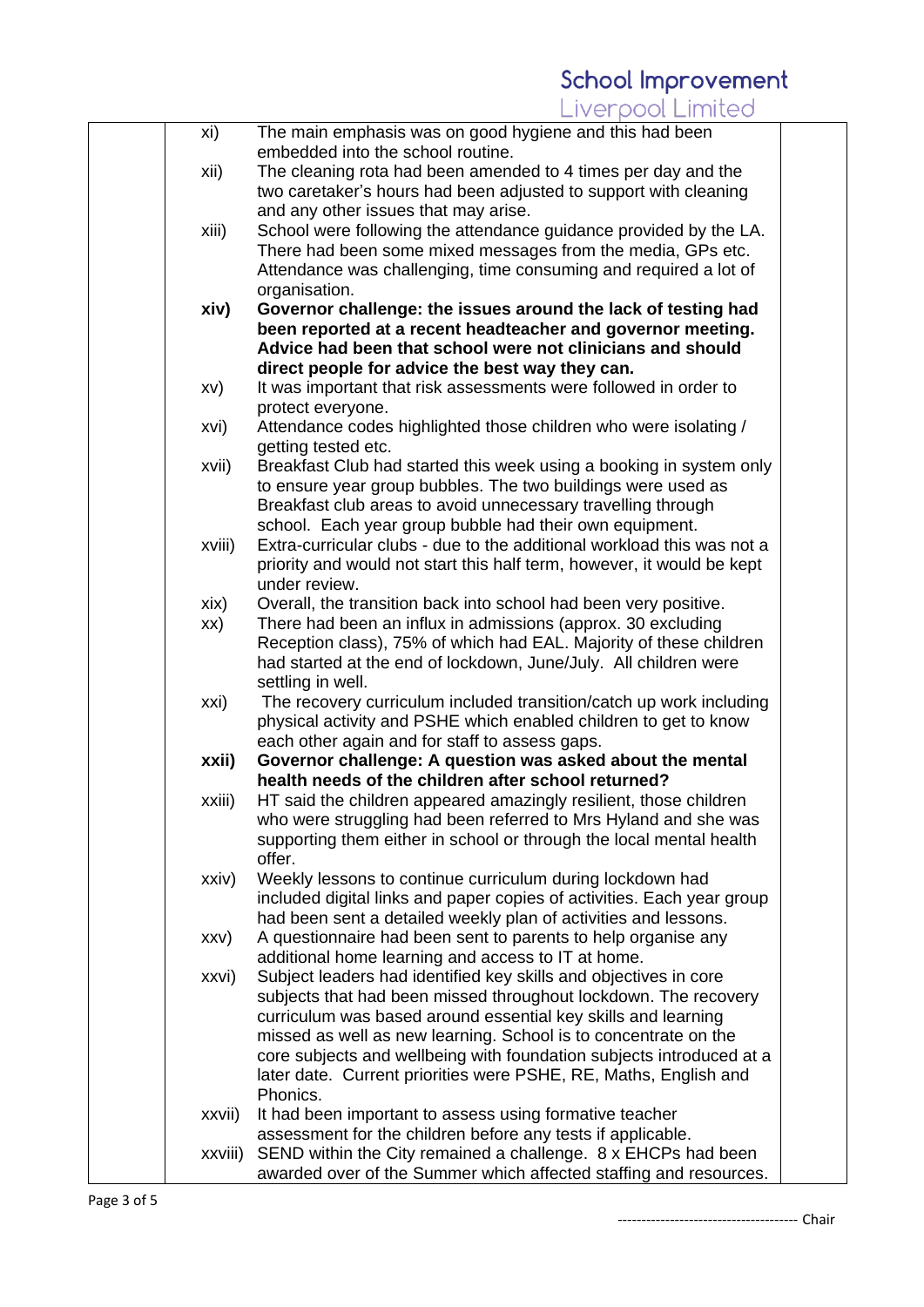| | | | |
|---|---|---|---|
| | xi) | The main emphasis was on good hygiene and this had been embedded into the school routine. | |
| | xii) | The cleaning rota had been amended to 4 times per day and the two caretaker's hours had been adjusted to support with cleaning and any other issues that may arise. | |
| | xiii) | School were following the attendance guidance provided by the LA. There had been some mixed messages from the media, GPs etc. Attendance was challenging, time consuming and required a lot of organisation. | |
| | **xiv)** | **Governor challenge: the issues around the lack of testing had been reported at a recent headteacher and governor meeting. Advice had been that school were not clinicians and should direct people for advice the best way they can.** | |
| | xv) | It was important that risk assessments were followed in order to protect everyone. | |
| | xvi) | Attendance codes highlighted those children who were isolating / getting tested etc. | |
| | xvii) | Breakfast Club had started this week using a booking in system only to ensure year group bubbles. The two buildings were used as Breakfast club areas to avoid unnecessary travelling through school. Each year group bubble had their own equipment. | |
| | xviii) | Extra-curricular clubs - due to the additional workload this was not a priority and would not start this half term, however, it would be kept under review. | |
| | xix) | Overall, the transition back into school had been very positive. | |
| | xx) | There had been an influx in admissions (approx. 30 excluding Reception class), 75% of which had EAL. Majority of these children had started at the end of lockdown, June/July. All children were settling in well. | |
| | xxi) | The recovery curriculum included transition/catch up work including physical activity and PSHE which enabled children to get to know each other again and for staff to assess gaps. | |
| | **xxii)** | **Governor challenge: A question was asked about the mental health needs of the children after school returned?** | |
| | xxiii) | HT said the children appeared amazingly resilient, those children who were struggling had been referred to Mrs Hyland and she was supporting them either in school or through the local mental health offer. | |
| | xxiv) | Weekly lessons to continue curriculum during lockdown had included digital links and paper copies of activities. Each year group had been sent a detailed weekly plan of activities and lessons. | |
| | xxv) | A questionnaire had been sent to parents to help organise any additional home learning and access to IT at home. | |
| | xxvi) | Subject leaders had identified key skills and objectives in core subjects that had been missed throughout lockdown. The recovery curriculum was based around essential key skills and learning missed as well as new learning. School is to concentrate on the core subjects and wellbeing with foundation subjects introduced at a later date. Current priorities were PSHE, RE, Maths, English and Phonics. | |
| | xxvii) | It had been important to assess using formative teacher assessment for the children before any tests if applicable. | |
| | xxviii) | SEND within the City remained a challenge. 8 x EHCPs had been awarded over of the Summer which affected staffing and resources. | |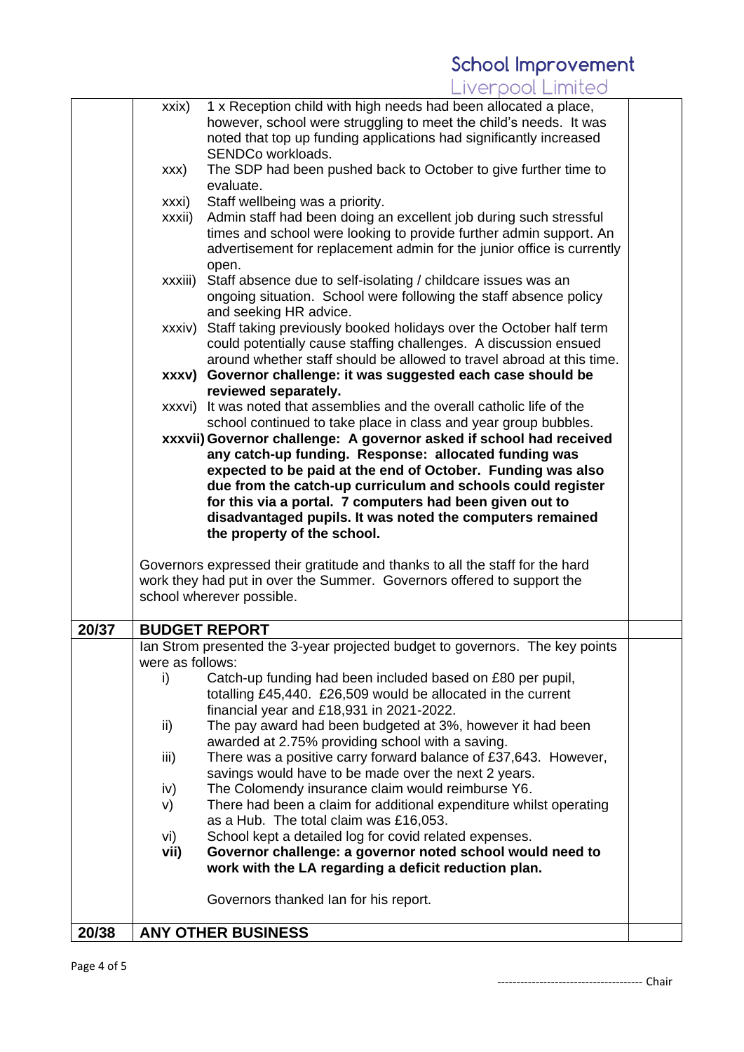| | | |
|---|---|---|
| | xxix) 1 x Reception child with high needs had been allocated a place, however, school were struggling to meet the child's needs. It was noted that top up funding applications had significantly increased SENDCo workloads.<br>xxx) The SDP had been pushed back to October to give further time to evaluate.<br>xxxi) Staff wellbeing was a priority.<br>xxxii) Admin staff had been doing an excellent job during such stressful times and school were looking to provide further admin support. An advertisement for replacement admin for the junior office is currently open.<br>xxxiii) Staff absence due to self-isolating / childcare issues was an ongoing situation. School were following the staff absence policy and seeking HR advice.<br>xxxiv) Staff taking previously booked holidays over the October half term could potentially cause staffing challenges. A discussion ensued around whether staff should be allowed to travel abroad at this time.<br>**xxxv) Governor challenge: it was suggested each case should be reviewed separately.**<br>xxxvi) It was noted that assemblies and the overall catholic life of the school continued to take place in class and year group bubbles.<br>**xxxvii) Governor challenge: A governor asked if school had received any catch-up funding. Response: allocated funding was expected to be paid at the end of October. Funding was also due from the catch-up curriculum and schools could register for this via a portal. 7 computers had been given out to disadvantaged pupils. It was noted the computers remained the property of the school.**<br><br>Governors expressed their gratitude and thanks to all the staff for the hard work they had put in over the Summer. Governors offered to support the school wherever possible. | |
| **20/37** | **BUDGET REPORT** | |
| | Ian Strom presented the 3-year projected budget to governors. The key points were as follows:<br>i) Catch-up funding had been included based on £80 per pupil, totalling £45,440. £26,509 would be allocated in the current financial year and £18,931 in 2021-2022.<br>ii) The pay award had been budgeted at 3%, however it had been awarded at 2.75% providing school with a saving.<br>iii) There was a positive carry forward balance of £37,643. However, savings would have to be made over the next 2 years.<br>iv) The Colomendy insurance claim would reimburse Y6.<br>v) There had been a claim for additional expenditure whilst operating as a Hub. The total claim was £16,053.<br>vi) School kept a detailed log for covid related expenses.<br>**vii) Governor challenge: a governor noted school would need to work with the LA regarding a deficit reduction plan.**<br><br>Governors thanked Ian for his report. | |
| **20/38** | **ANY OTHER BUSINESS** | |

------------------------------------- Chair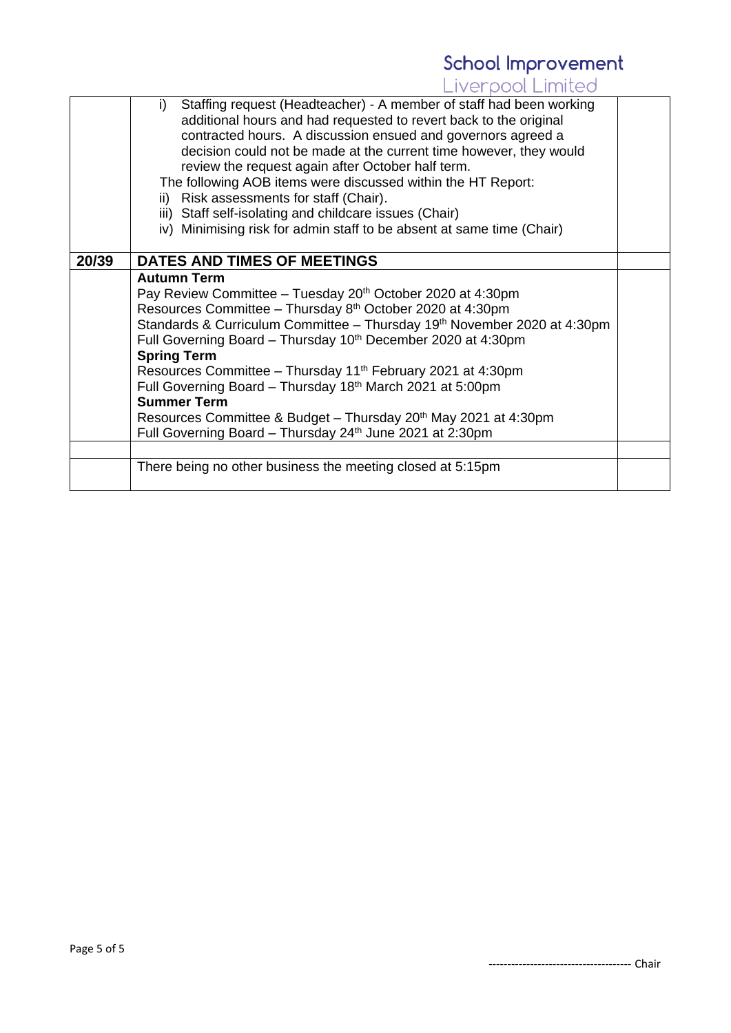| | | |
|---|---|---|
| | i) Staffing request (Headteacher) - A member of staff had been working additional hours and had requested to revert back to the original contracted hours. A discussion ensued and governors agreed a decision could not be made at the current time however, they would review the request again after October half term.<br>The following AOB items were discussed within the HT Report:<br>ii) Risk assessments for staff (Chair).<br>iii) Staff self-isolating and childcare issues (Chair)<br>iv) Minimising risk for admin staff to be absent at same time (Chair) | |
| **20/39** | **DATES AND TIMES OF MEETINGS** | |
| | **Autumn Term**<br>Pay Review Committee – Tuesday 20th October 2020 at 4:30pm<br>Resources Committee – Thursday 8th October 2020 at 4:30pm<br>Standards & Curriculum Committee – Thursday 19th November 2020 at 4:30pm<br>Full Governing Board – Thursday 10th December 2020 at 4:30pm<br>**Spring Term**<br>Resources Committee – Thursday 11th February 2021 at 4:30pm<br>Full Governing Board – Thursday 18th March 2021 at 5:00pm<br>**Summer Term**<br>Resources Committee & Budget – Thursday 20th May 2021 at 4:30pm<br>Full Governing Board – Thursday 24th June 2021 at 2:30pm | |
| | | |
| | There being no other business the meeting closed at 5:15pm | |

------------------------------------- Chair